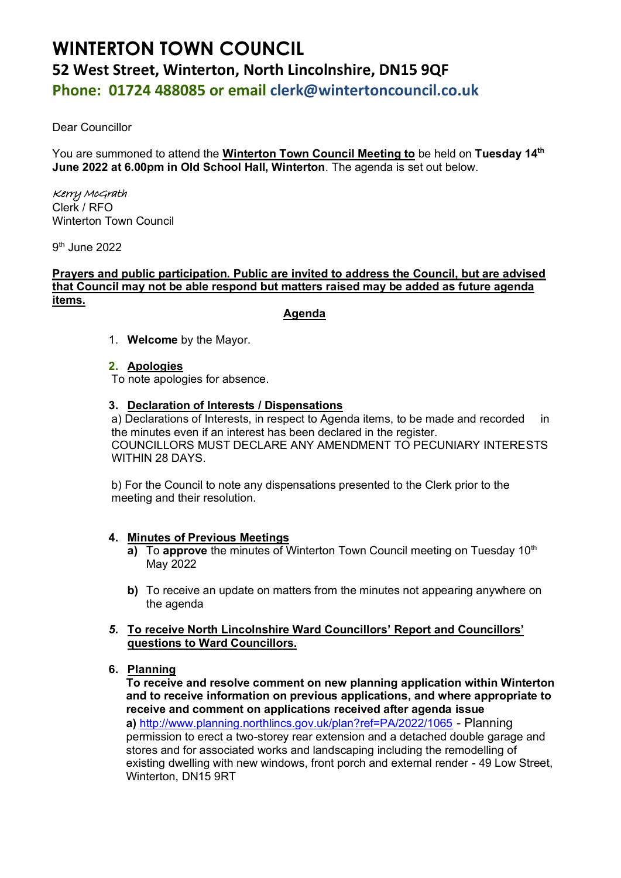# WINTERTON TOWN COUNCIL

## 52 West Street, Winterton, North Lincolnshire, DN15 9QF

### Phone: 01724 488085 or email clerk@wintertoncouncil.co.uk

Dear Councillor

You are summoned to attend the **Winterton Town Council Meeting to** be held on **Tuesday 14th June 2022 at 6.00pm in Old School Hall, Winterton**. The agenda is set out below.

*Kerry McGrath*
Clerk / RFO
Winterton Town Council

9th June 2022

**Prayers and public participation. Public are invited to address the Council, but are advised that Council may not be able respond but matters raised may be added as future agenda items.**

**Agenda**

1. **Welcome** by the Mayor.

2. **Apologies**
   To note apologies for absence.

3. **Declaration of Interests / Dispensations**
   a) Declarations of Interests, in respect to Agenda items, to be made and recorded in the minutes even if an interest has been declared in the register.
   COUNCILLORS MUST DECLARE ANY AMENDMENT TO PECUNIARY INTERESTS WITHIN 28 DAYS.

   b) For the Council to note any dispensations presented to the Clerk prior to the meeting and their resolution.

4. **Minutes of Previous Meetings**
   **a)** To **approve** the minutes of Winterton Town Council meeting on Tuesday 10th May 2022

   **b)** To receive an update on matters from the minutes not appearing anywhere on the agenda

5. **To receive North Lincolnshire Ward Councillors' Report and Councillors' questions to Ward Councillors.**

6. **Planning**
   **To receive and resolve comment on new planning application within Winterton and to receive information on previous applications, and where appropriate to receive and comment on applications received after agenda issue**
   **a)** http://www.planning.northlincs.gov.uk/plan?ref=PA/2022/1065 - Planning permission to erect a two-storey rear extension and a detached double garage and stores and for associated works and landscaping including the remodelling of existing dwelling with new windows, front porch and external render - 49 Low Street, Winterton, DN15 9RT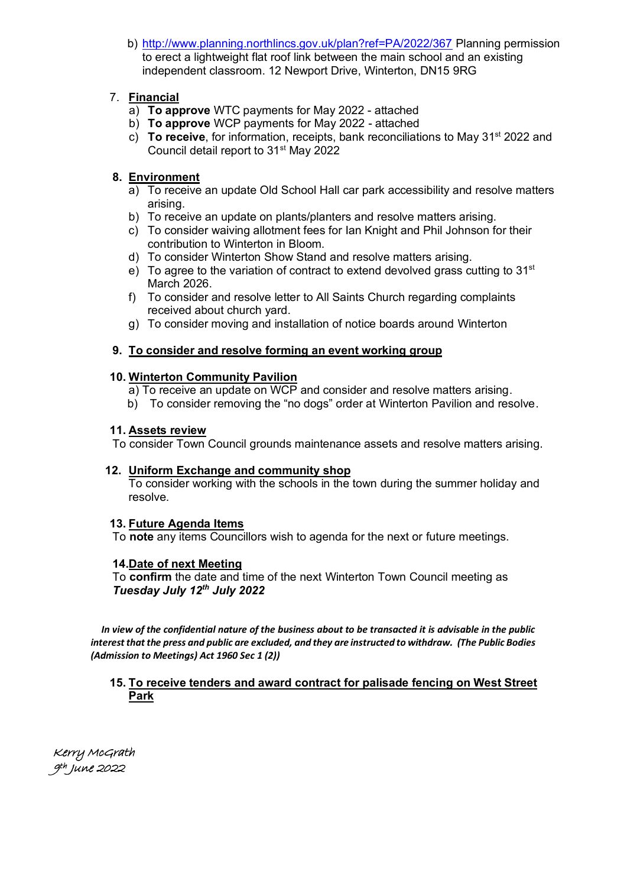b) http://www.planning.northlincs.gov.uk/plan?ref=PA/2022/367 Planning permission to erect a lightweight flat roof link between the main school and an existing independent classroom. 12 Newport Drive, Winterton, DN15 9RG

7. **Financial**
   a) **To approve** WTC payments for May 2022 - attached
   b) **To approve** WCP payments for May 2022 - attached
   c) **To receive**, for information, receipts, bank reconciliations to May 31st 2022 and Council detail report to 31st May 2022

8. **Environment**
   a) To receive an update Old School Hall car park accessibility and resolve matters arising.
   b) To receive an update on plants/planters and resolve matters arising.
   c) To consider waiving allotment fees for Ian Knight and Phil Johnson for their contribution to Winterton in Bloom.
   d) To consider Winterton Show Stand and resolve matters arising.
   e) To agree to the variation of contract to extend devolved grass cutting to 31st March 2026.
   f) To consider and resolve letter to All Saints Church regarding complaints received about church yard.
   g) To consider moving and installation of notice boards around Winterton

9. **To consider and resolve forming an event working group**

10. **Winterton Community Pavilion**
   a) To receive an update on WCP and consider and resolve matters arising.
   b) To consider removing the "no dogs" order at Winterton Pavilion and resolve.

11. **Assets review**
   To consider Town Council grounds maintenance assets and resolve matters arising.

12. **Uniform Exchange and community shop**
   To consider working with the schools in the town during the summer holiday and resolve.

13. **Future Agenda Items**
   To **note** any items Councillors wish to agenda for the next or future meetings.

14. **Date of next Meeting**
   To **confirm** the date and time of the next Winterton Town Council meeting as ***Tuesday July 12th July 2022***

***In view of the confidential nature of the business about to be transacted it is advisable in the public interest that the press and public are excluded, and they are instructed to withdraw. (The Public Bodies (Admission to Meetings) Act 1960 Sec 1 (2))***

15. **To receive tenders and award contract for palisade fencing on West Street Park**

Kerry McGrath
9th June 2022